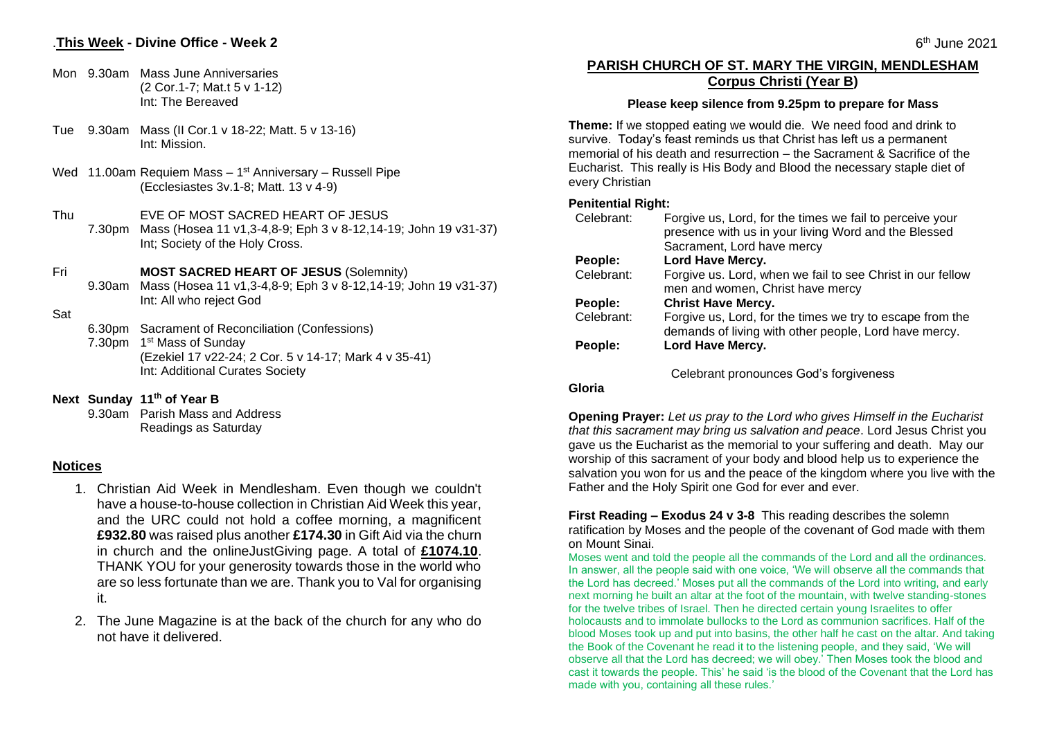.**This Week - Divine Office - Week 2**

6th June 2021

Mon 9.30am Mass June Anniversaries
(2 Cor.1-7; Mat.t 5 v 1-12)
Int: The Bereaved

Tue 9.30am Mass (II Cor.1 v 18-22; Matt. 5 v 13-16)
Int: Mission.

Wed 11.00am Requiem Mass – 1st Anniversary – Russell Pipe
(Ecclesiastes 3v.1-8; Matt. 13 v 4-9)

Thu EVE OF MOST SACRED HEART OF JESUS
7.30pm Mass (Hosea 11 v1,3-4,8-9; Eph 3 v 8-12,14-19; John 19 v31-37)
Int; Society of the Holy Cross.

Fri **MOST SACRED HEART OF JESUS** (Solemnity)
9.30am Mass (Hosea 11 v1,3-4,8-9; Eph 3 v 8-12,14-19; John 19 v31-37)
Int: All who reject God

Sat
6.30pm Sacrament of Reconciliation (Confessions)
7.30pm 1st Mass of Sunday
(Ezekiel 17 v22-24; 2 Cor. 5 v 14-17; Mark 4 v 35-41)
Int: Additional Curates Society

**Next Sunday 11th of Year B**
9.30am Parish Mass and Address
Readings as Saturday

## Notices

1. Christian Aid Week in Mendlesham. Even though we couldn't have a house-to-house collection in Christian Aid Week this year, and the URC could not hold a coffee morning, a magnificent **£932.80** was raised plus another **£174.30** in Gift Aid via the churn in church and the onlineJustGiving page. A total of **£1074.10**. THANK YOU for your generosity towards those in the world who are so less fortunate than we are. Thank you to Val for organising it.
2. The June Magazine is at the back of the church for any who do not have it delivered.

## PARISH CHURCH OF ST. MARY THE VIRGIN, MENDLESHAM
## Corpus Christi (Year B)

**Please keep silence from 9.25pm to prepare for Mass**

**Theme:** If we stopped eating we would die. We need food and drink to survive. Today's feast reminds us that Christ has left us a permanent memorial of his death and resurrection – the Sacrament & Sacrifice of the Eucharist. This really is His Body and Blood the necessary staple diet of every Christian

**Penitential Right:**

Celebrant: Forgive us, Lord, for the times we fail to perceive your presence with us in your living Word and the Blessed Sacrament, Lord have mercy
**People: Lord Have Mercy.**
Celebrant: Forgive us. Lord, when we fail to see Christ in our fellow men and women, Christ have mercy
**People: Christ Have Mercy.**
Celebrant: Forgive us, Lord, for the times we try to escape from the demands of living with other people, Lord have mercy.
**People: Lord Have Mercy.**

Celebrant pronounces God's forgiveness

**Gloria**

**Opening Prayer:** *Let us pray to the Lord who gives Himself in the Eucharist that this sacrament may bring us salvation and peace*. Lord Jesus Christ you gave us the Eucharist as the memorial to your suffering and death. May our worship of this sacrament of your body and blood help us to experience the salvation you won for us and the peace of the kingdom where you live with the Father and the Holy Spirit one God for ever and ever.

**First Reading – Exodus 24 v 3-8** This reading describes the solemn ratification by Moses and the people of the covenant of God made with them on Mount Sinai.

Moses went and told the people all the commands of the Lord and all the ordinances. In answer, all the people said with one voice, 'We will observe all the commands that the Lord has decreed.' Moses put all the commands of the Lord into writing, and early next morning he built an altar at the foot of the mountain, with twelve standing-stones for the twelve tribes of Israel. Then he directed certain young Israelites to offer holocausts and to immolate bullocks to the Lord as communion sacrifices. Half of the blood Moses took up and put into basins, the other half he cast on the altar. And taking the Book of the Covenant he read it to the listening people, and they said, 'We will observe all that the Lord has decreed; we will obey.' Then Moses took the blood and cast it towards the people. This' he said 'is the blood of the Covenant that the Lord has made with you, containing all these rules.'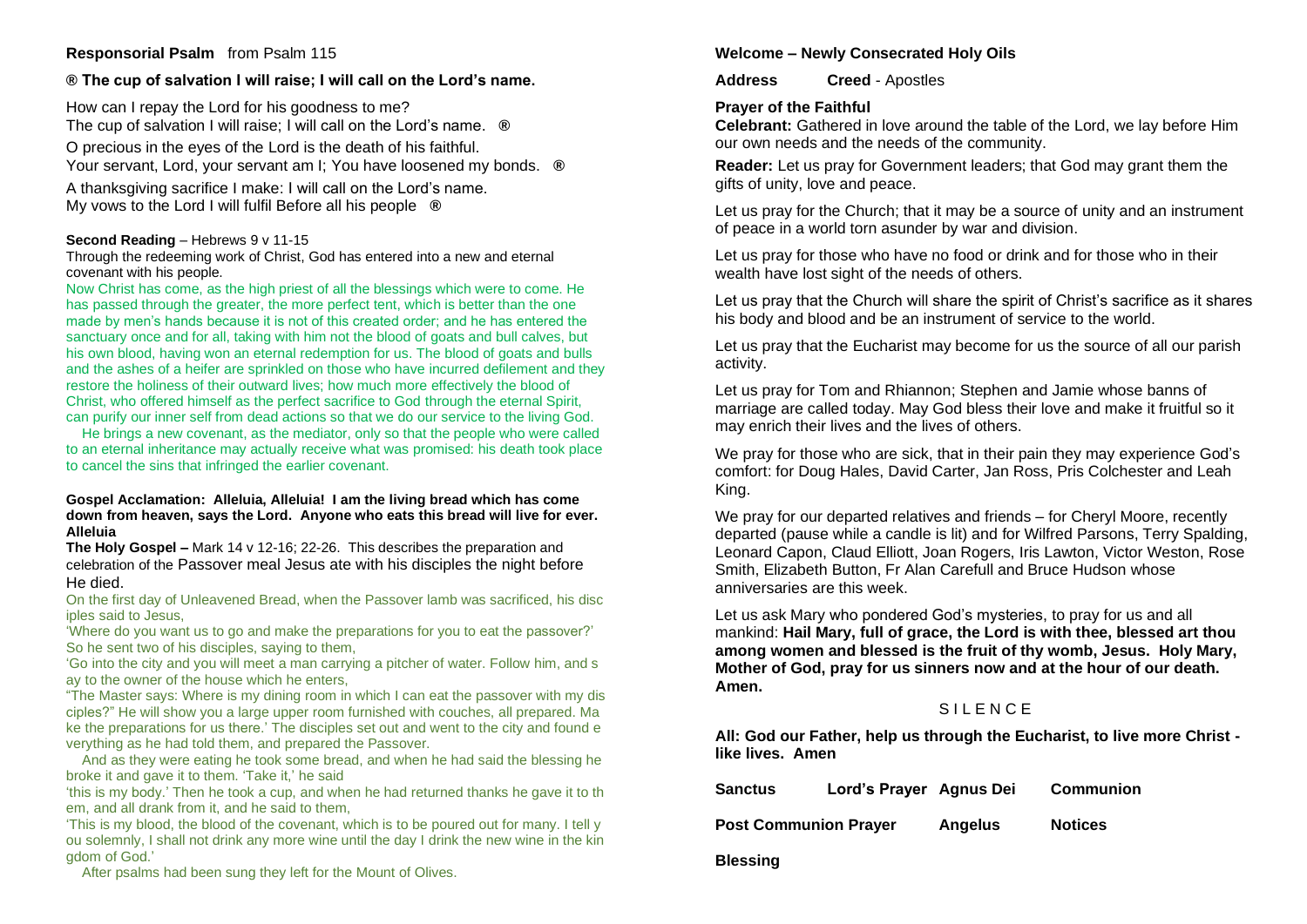**Responsorial Psalm** from Psalm 115

**® The cup of salvation I will raise; I will call on the Lord's name.**

How can I repay the Lord for his goodness to me?
The cup of salvation I will raise; I will call on the Lord's name. ®

O precious in the eyes of the Lord is the death of his faithful.
Your servant, Lord, your servant am I; You have loosened my bonds. ®

A thanksgiving sacrifice I make: I will call on the Lord's name.
My vows to the Lord I will fulfil Before all his people ®

**Second Reading** – Hebrews 9 v 11-15

Through the redeeming work of Christ, God has entered into a new and eternal covenant with his people.

Now Christ has come, as the high priest of all the blessings which were to come. He has passed through the greater, the more perfect tent, which is better than the one made by men's hands because it is not of this created order; and he has entered the sanctuary once and for all, taking with him not the blood of goats and bull calves, but his own blood, having won an eternal redemption for us. The blood of goats and bulls and the ashes of a heifer are sprinkled on those who have incurred defilement and they restore the holiness of their outward lives; how much more effectively the blood of Christ, who offered himself as the perfect sacrifice to God through the eternal Spirit, can purify our inner self from dead actions so that we do our service to the living God.

He brings a new covenant, as the mediator, only so that the people who were called to an eternal inheritance may actually receive what was promised: his death took place to cancel the sins that infringed the earlier covenant.

**Gospel Acclamation: Alleluia, Alleluia! I am the living bread which has come down from heaven, says the Lord. Anyone who eats this bread will live for ever. Alleluia**

**The Holy Gospel –** Mark 14 v 12-16; 22-26. This describes the preparation and celebration of the Passover meal Jesus ate with his disciples the night before He died.

On the first day of Unleavened Bread, when the Passover lamb was sacrificed, his disc iples said to Jesus,

'Where do you want us to go and make the preparations for you to eat the passover?' So he sent two of his disciples, saying to them,

'Go into the city and you will meet a man carrying a pitcher of water. Follow him, and s ay to the owner of the house which he enters,

"The Master says: Where is my dining room in which I can eat the passover with my dis ciples?" He will show you a large upper room furnished with couches, all prepared. Ma ke the preparations for us there.' The disciples set out and went to the city and found e verything as he had told them, and prepared the Passover.

And as they were eating he took some bread, and when he had said the blessing he broke it and gave it to them. 'Take it,' he said

'this is my body.' Then he took a cup, and when he had returned thanks he gave it to th em, and all drank from it, and he said to them,

'This is my blood, the blood of the covenant, which is to be poured out for many. I tell y ou solemnly, I shall not drink any more wine until the day I drink the new wine in the kin gdom of God.'

After psalms had been sung they left for the Mount of Olives.

**Welcome – Newly Consecrated Holy Oils**

**Address** **Creed** - Apostles

**Prayer of the Faithful**

**Celebrant:** Gathered in love around the table of the Lord, we lay before Him our own needs and the needs of the community.

**Reader:** Let us pray for Government leaders; that God may grant them the gifts of unity, love and peace.

Let us pray for the Church; that it may be a source of unity and an instrument of peace in a world torn asunder by war and division.

Let us pray for those who have no food or drink and for those who in their wealth have lost sight of the needs of others.

Let us pray that the Church will share the spirit of Christ's sacrifice as it shares his body and blood and be an instrument of service to the world.

Let us pray that the Eucharist may become for us the source of all our parish activity.

Let us pray for Tom and Rhiannon; Stephen and Jamie whose banns of marriage are called today. May God bless their love and make it fruitful so it may enrich their lives and the lives of others.

We pray for those who are sick, that in their pain they may experience God's comfort: for Doug Hales, David Carter, Jan Ross, Pris Colchester and Leah King.

We pray for our departed relatives and friends – for Cheryl Moore, recently departed (pause while a candle is lit) and for Wilfred Parsons, Terry Spalding, Leonard Capon, Claud Elliott, Joan Rogers, Iris Lawton, Victor Weston, Rose Smith, Elizabeth Button, Fr Alan Carefull and Bruce Hudson whose anniversaries are this week.

Let us ask Mary who pondered God's mysteries, to pray for us and all mankind: **Hail Mary, full of grace, the Lord is with thee, blessed art thou among women and blessed is the fruit of thy womb, Jesus. Holy Mary, Mother of God, pray for us sinners now and at the hour of our death. Amen.**

S I L E N C E

**All: God our Father, help us through the Eucharist, to live more Christ - like lives. Amen**

**Sanctus** **Lord's Prayer** **Agnus Dei** **Communion**

**Post Communion Prayer** **Angelus** **Notices**

**Blessing**